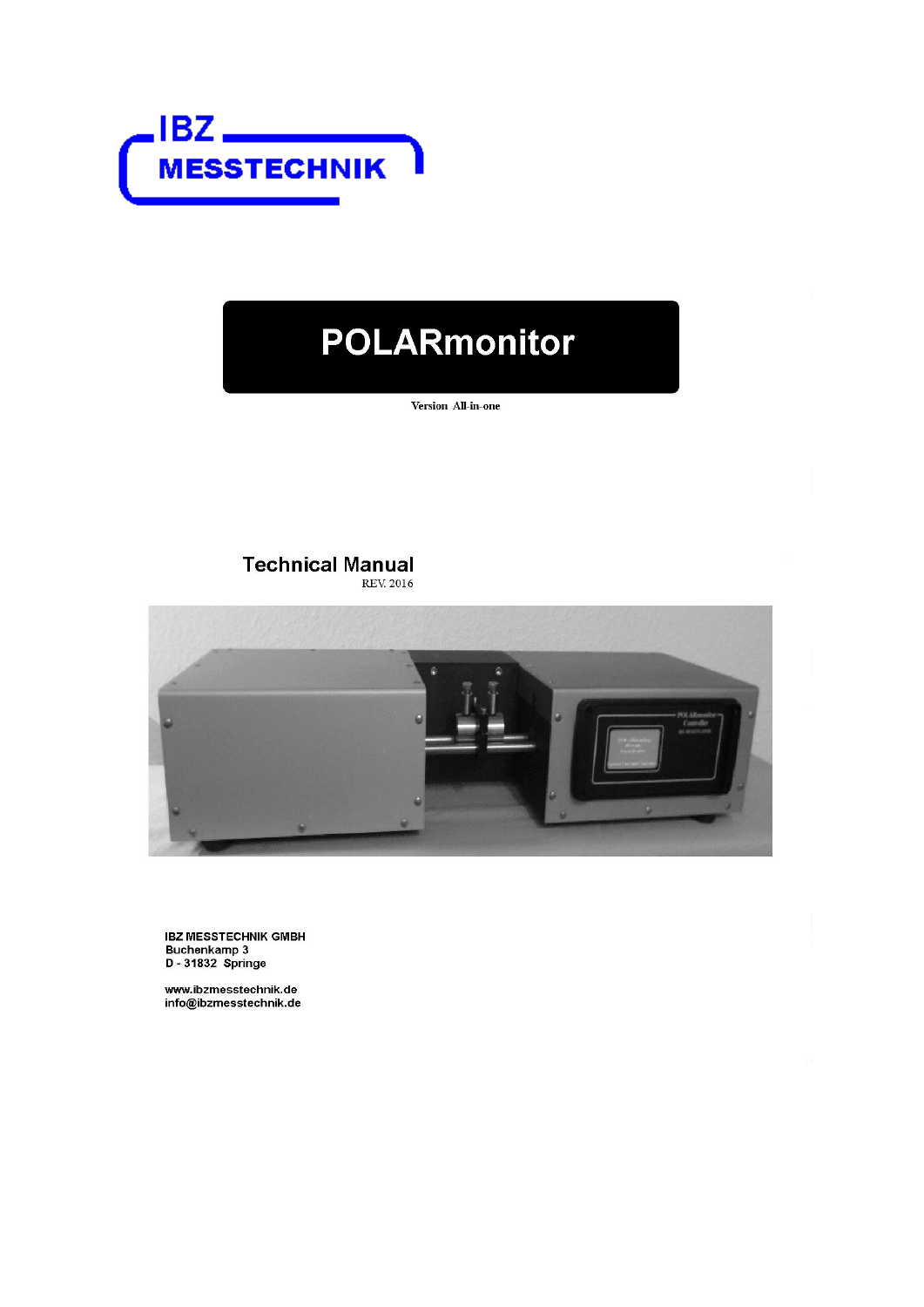IBZ MESSTECHNIK

# POLARmonitor

Version All-in-one

## Technical Manual

REV. 2016

IBZ MESSTECHNIK GMBH
Buchenkamp 3
D - 31832 Springe

www.ibzmesstechnik.de
info@ibzmesstechnik.de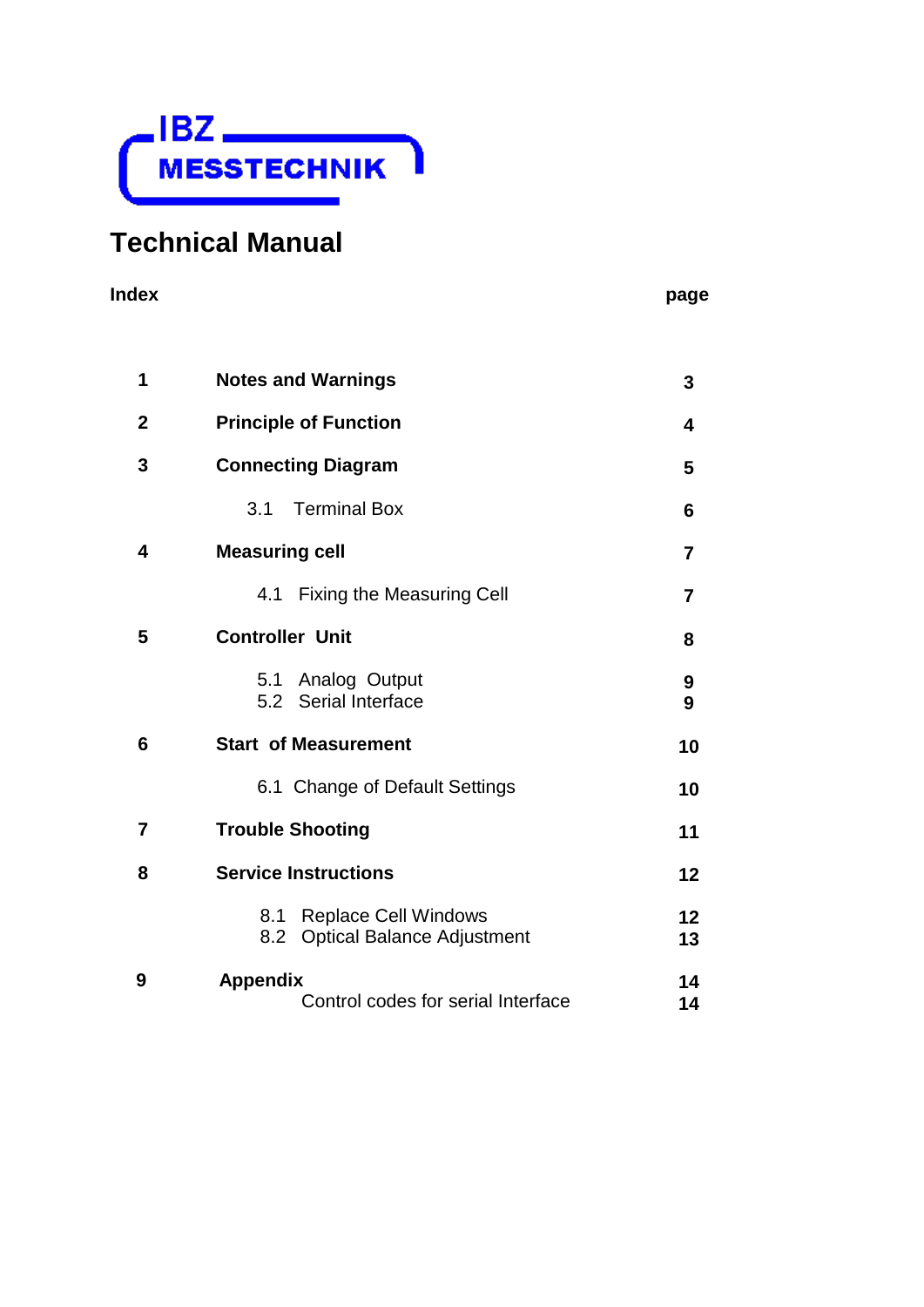IBZ MESSTECHNIK

# Technical Manual

| **Index** | | **page** |
|---|---|---|
| **1** | **Notes and Warnings** | **3** |
| **2** | **Principle of Function** | **4** |
| **3** | **Connecting Diagram** | **5** |
| | 3.1 Terminal Box | **6** |
| **4** | **Measuring cell** | **7** |
| | 4.1 Fixing the Measuring Cell | **7** |
| **5** | **Controller Unit** | **8** |
| | 5.1 Analog Output | **9** |
| | 5.2 Serial Interface | **9** |
| **6** | **Start of Measurement** | **10** |
| | 6.1 Change of Default Settings | **10** |
| **7** | **Trouble Shooting** | **11** |
| **8** | **Service Instructions** | **12** |
| | 8.1 Replace Cell Windows | **12** |
| | 8.2 Optical Balance Adjustment | **13** |
| **9** | **Appendix** | **14** |
| | Control codes for serial Interface | **14** |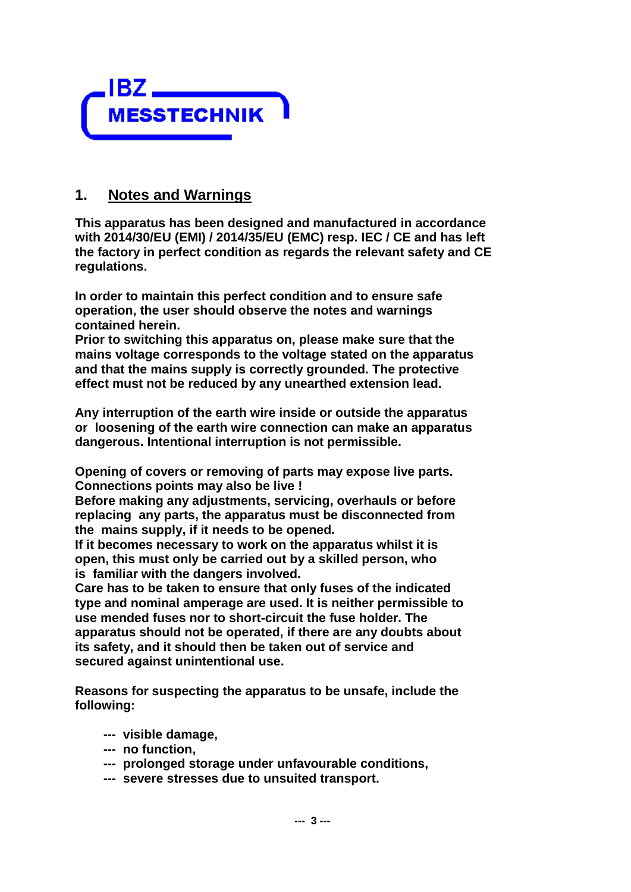IBZ MESSTECHNIK

## 1. Notes and Warnings

**This apparatus has been designed and manufactured in accordance with 2014/30/EU (EMI) / 2014/35/EU (EMC) resp. IEC / CE and has left the factory in perfect condition as regards the relevant safety and CE regulations.**

**In order to maintain this perfect condition and to ensure safe operation, the user should observe the notes and warnings contained herein.**
**Prior to switching this apparatus on, please make sure that the mains voltage corresponds to the voltage stated on the apparatus and that the mains supply is correctly grounded. The protective effect must not be reduced by any unearthed extension lead.**

**Any interruption of the earth wire inside or outside the apparatus or loosening of the earth wire connection can make an apparatus dangerous. Intentional interruption is not permissible.**

**Opening of covers or removing of parts may expose live parts. Connections points may also be live !**
**Before making any adjustments, servicing, overhauls or before replacing any parts, the apparatus must be disconnected from the mains supply, if it needs to be opened.**
**If it becomes necessary to work on the apparatus whilst it is open, this must only be carried out by a skilled person, who is familiar with the dangers involved.**
**Care has to be taken to ensure that only fuses of the indicated type and nominal amperage are used. It is neither permissible to use mended fuses nor to short-circuit the fuse holder. The apparatus should not be operated, if there are any doubts about its safety, and it should then be taken out of service and secured against unintentional use.**

**Reasons for suspecting the apparatus to be unsafe, include the following:**

- **visible damage,**
- **no function,**
- **prolonged storage under unfavourable conditions,**
- **severe stresses due to unsuited transport.**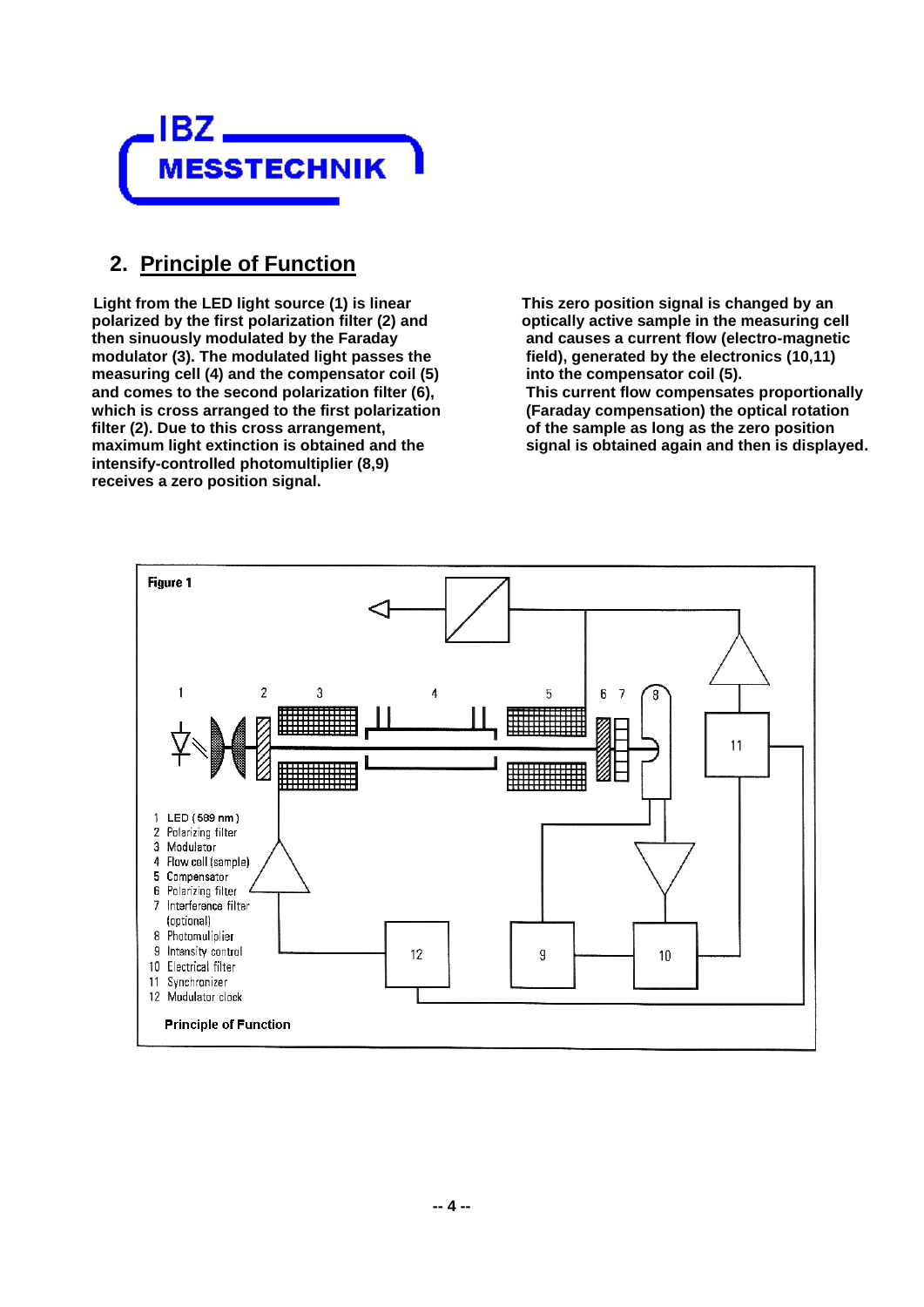## 2. Principle of Function

**Light from the LED light source (1) is linear polarized by the first polarization filter (2) and then sinuously modulated by the Faraday modulator (3). The modulated light passes the measuring cell (4) and the compensator coil (5) and comes to the second polarization filter (6), which is cross arranged to the first polarization filter (2). Due to this cross arrangement, maximum light extinction is obtained and the intensify-controlled photomultiplier (8,9) receives a zero position signal.**

**This zero position signal is changed by an optically active sample in the measuring cell and causes a current flow (electro-magnetic field), generated by the electronics (10,11) into the compensator coil (5).**
**This current flow compensates proportionally (Faraday compensation) the optical rotation of the sample as long as the zero position signal is obtained again and then is displayed.**

**Figure 1**

1 2 3 4 5 6 7 8 11 12 9 10

1 LED (589 nm)
2 Polarizing filter
3 Modulator
4 Flow cell (sample)
5 Compensator
6 Polarizing filter
7 Interference filter (optional)
8 Photomultiplier
9 Intensity control
10 Electrical filter
11 Synchronizer
12 Modulator clock

**Principle of Function**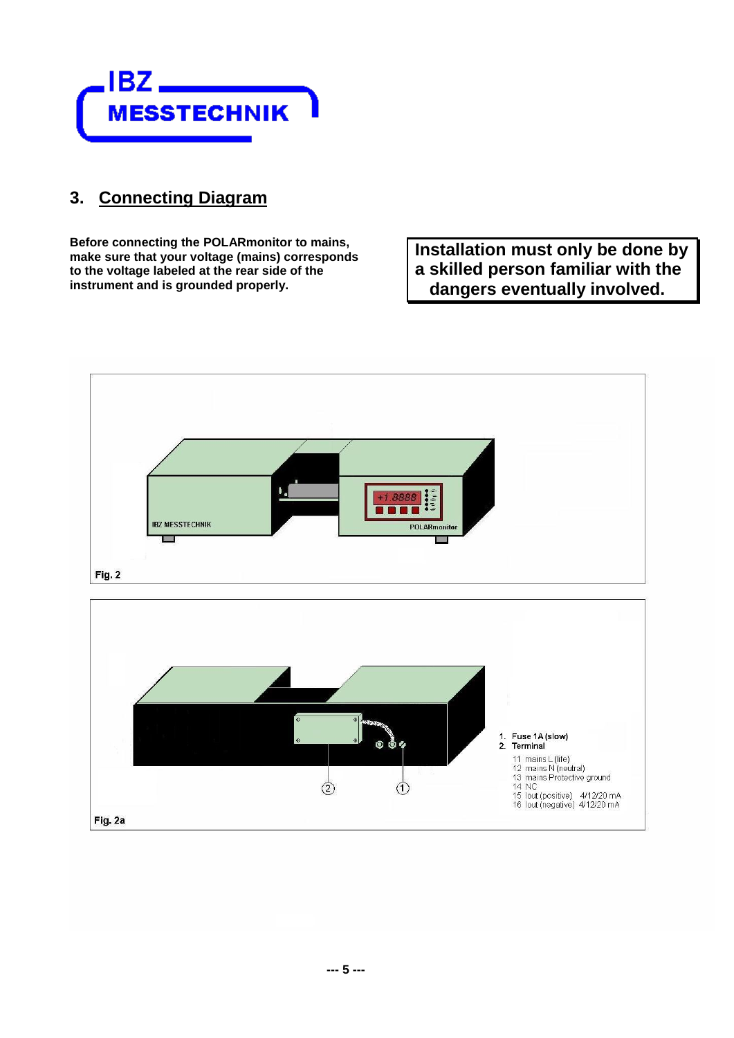## 3. Connecting Diagram

**Before connecting the POLARmonitor to mains, make sure that your voltage (mains) corresponds to the voltage labeled at the rear side of the instrument and is grounded properly.**

**Installation must only be done by a skilled person familiar with the dangers eventually involved.**

IBZ MESSTECHNIK

+1 8888

POLARmonitor

Fig. 2

1. Fuse 1A (slow)
2. Terminal

11 mains L (life)
12 mains N (neutral)
13 mains Protective ground
14 NC
15 Iout (positive) 4/12/20 mA
16 Iout (negative) 4/12/20 mA

Fig. 2a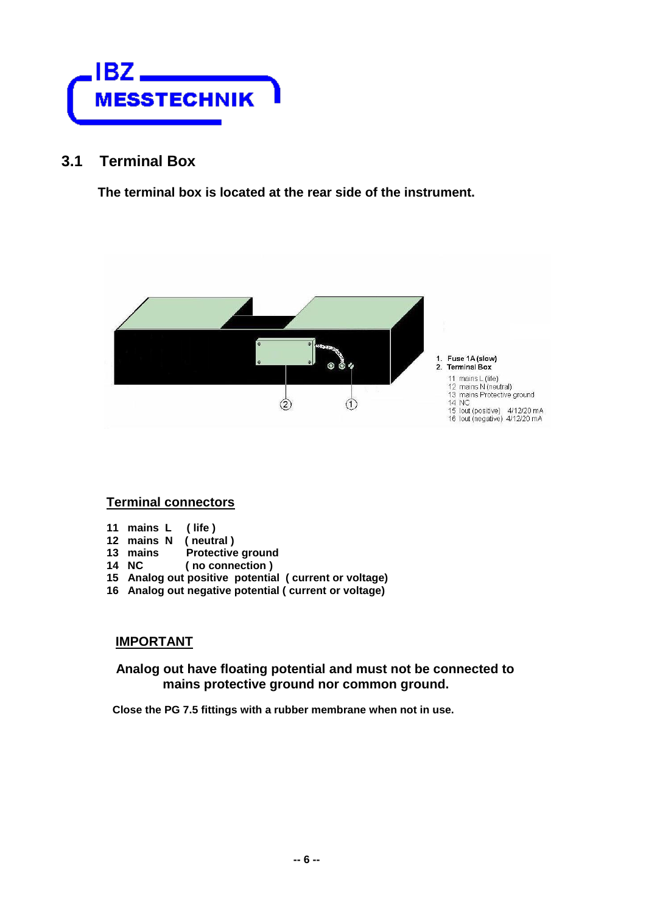## 3.1 Terminal Box

**The terminal box is located at the rear side of the instrument.**

1. Fuse 1A (slow)
2. Terminal Box

11 mains L (life)
12 mains N (neutral)
13 mains Protective ground
14 NC
15 Iout (positive) 4/12/20 mA
16 Iout (negative) 4/12/20 mA

② ①

**Terminal connectors**

**11 mains L ( life )**
**12 mains N ( neutral )**
**13 mains Protective ground**
**14 NC ( no connection )**
**15 Analog out positive potential ( current or voltage)**
**16 Analog out negative potential ( current or voltage)**

**IMPORTANT**

**Analog out have floating potential and must not be connected to mains protective ground nor common ground.**

**Close the PG 7.5 fittings with a rubber membrane when not in use.**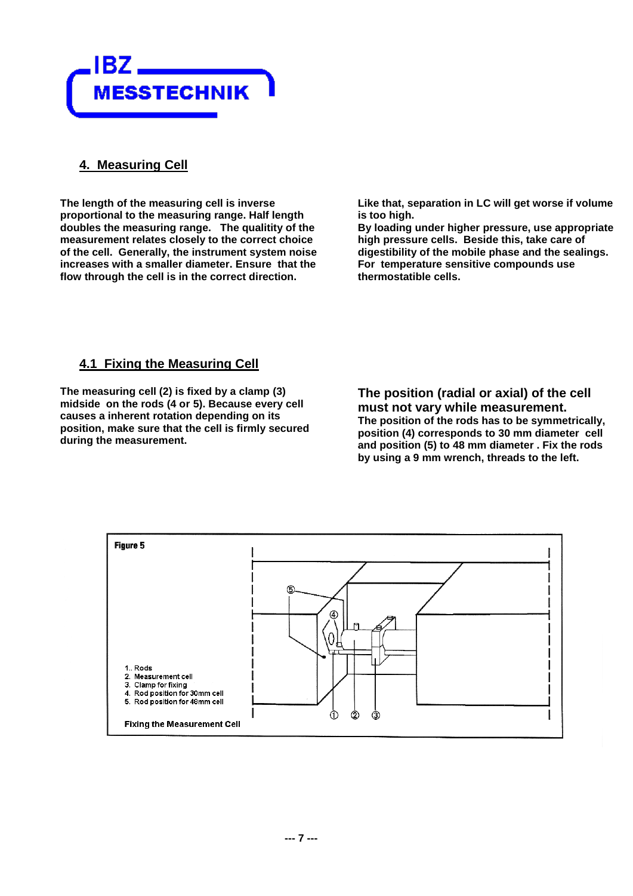## 4. Measuring Cell

**The length of the measuring cell is inverse proportional to the measuring range. Half length doubles the measuring range. The qualitity of the measurement relates closely to the correct choice of the cell. Generally, the instrument system noise increases with a smaller diameter. Ensure that the flow through the cell is in the correct direction.**

**Like that, separation in LC will get worse if volume is too high.**
**By loading under higher pressure, use appropriate high pressure cells. Beside this, take care of digestibility of the mobile phase and the sealings. For temperature sensitive compounds use thermostatible cells.**

### 4.1 Fixing the Measuring Cell

**The measuring cell (2) is fixed by a clamp (3) midside on the rods (4 or 5). Because every cell causes a inherent rotation depending on its position, make sure that the cell is firmly secured during the measurement.**

**The position (radial or axial) of the cell must not vary while measurement.**
**The position of the rods has to be symmetrically, position (4) corresponds to 30 mm diameter cell and position (5) to 48 mm diameter . Fix the rods by using a 9 mm wrench, threads to the left.**

Figure 5

1. Rods
2. Measurement cell
3. Clamp for fixing
4. Rod position for 30mm cell
5. Rod position for 48mm cell

Fixing the Measurement Cell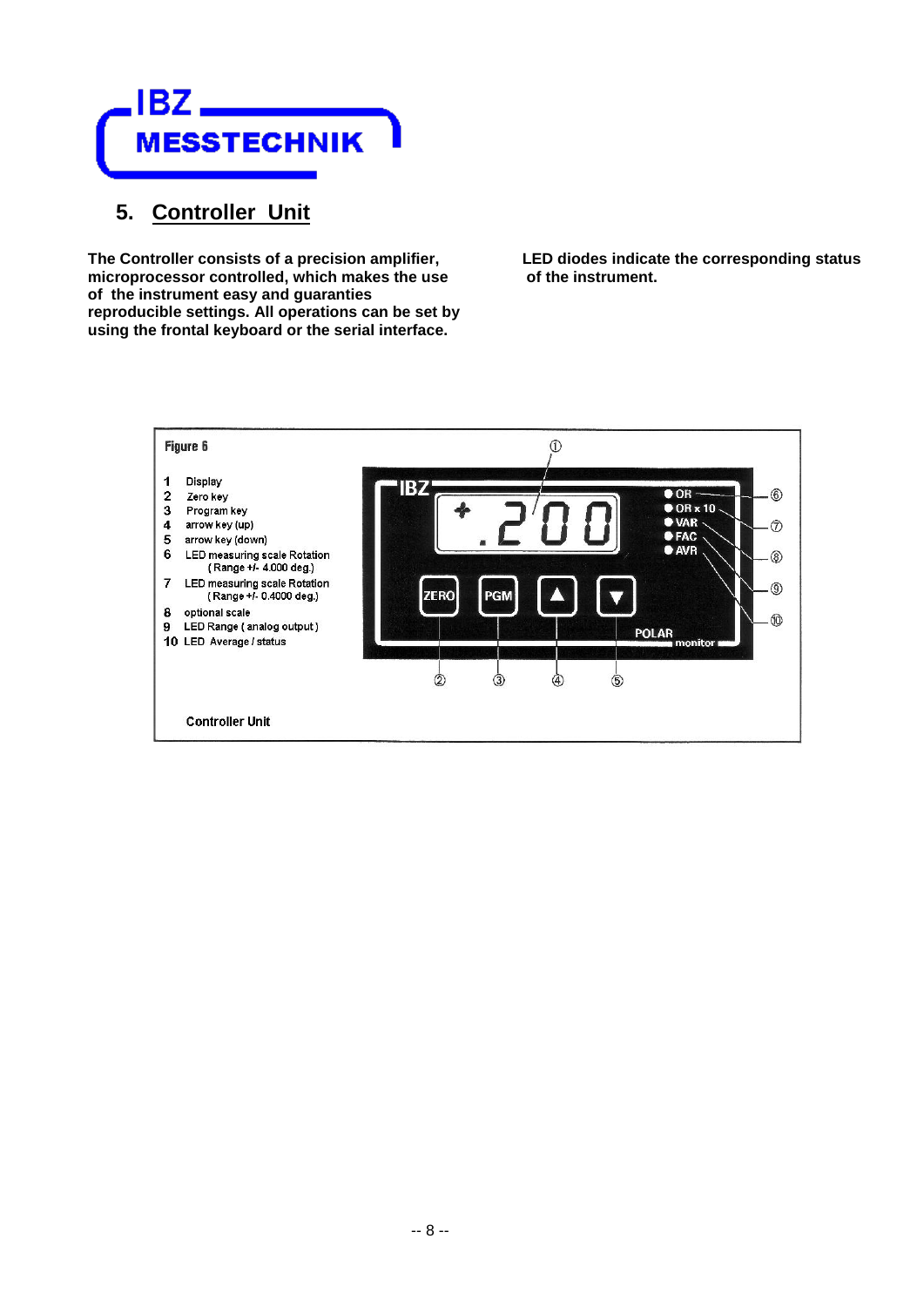# 5. Controller Unit

The Controller consists of a precision amplifier, microprocessor controlled, which makes the use of the the instrument easy and guaranties reproducible settings. All operations can be set by using the frontal keyboard or the serial interface.

LED diodes indicate the corresponding status of the instrument.

Figure 6

1 Display
2 Zero key
3 Program key
4 arrow key (up)
5 arrow key (down)
6 LED measuring scale Rotation (Range +/- 4.000 deg.)
7 LED measuring scale Rotation (Range +/- 0.4000 deg.)
8 optional scale
9 LED Range ( analog output )
10 LED Average / status

IBZ

+.200

ZERO PGM ▲ ▼

OR
OR x 10
VAR
FAC
AVR

POLAR monitor

① ② ③ ④ ⑤ ⑥ ⑦ ⑧ ⑨ ⑩

Controller Unit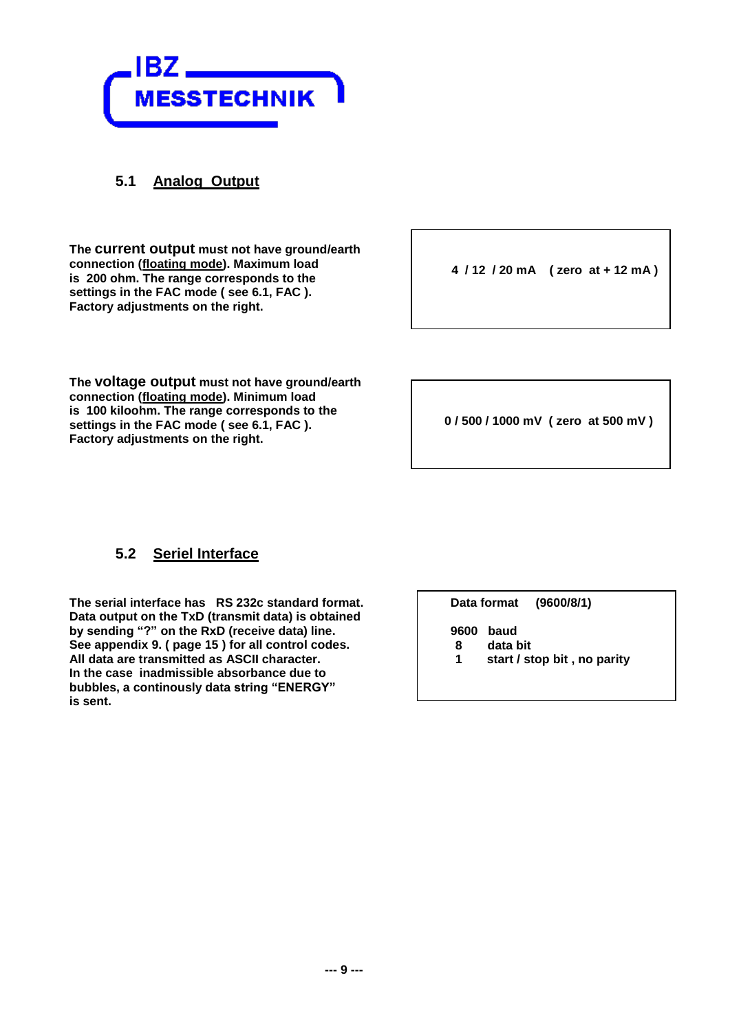IBZ MESSTECHNIK

## 5.1 Analog Output

**The current output must not have ground/earth connection (floating mode). Maximum load is 200 ohm. The range corresponds to the settings in the FAC mode ( see 6.1, FAC ). Factory adjustments on the right.**

**4 / 12 / 20 mA ( zero at + 12 mA )**

**The voltage output must not have ground/earth connection (floating mode). Minimum load is 100 kiloohm. The range corresponds to the settings in the FAC mode ( see 6.1, FAC ). Factory adjustments on the right.**

**0 / 500 / 1000 mV ( zero at 500 mV )**

## 5.2 Seriel Interface

**The serial interface has RS 232c standard format. Data output on the TxD (transmit data) is obtained by sending "?" on the RxD (receive data) line. See appendix 9. ( page 15 ) for all control codes. All data are transmitted as ASCII character. In the case inadmissible absorbance due to bubbles, a continously data string "ENERGY" is sent.**

**Data format (9600/8/1)**

**9600 baud**
**8 data bit**
**1 start / stop bit , no parity**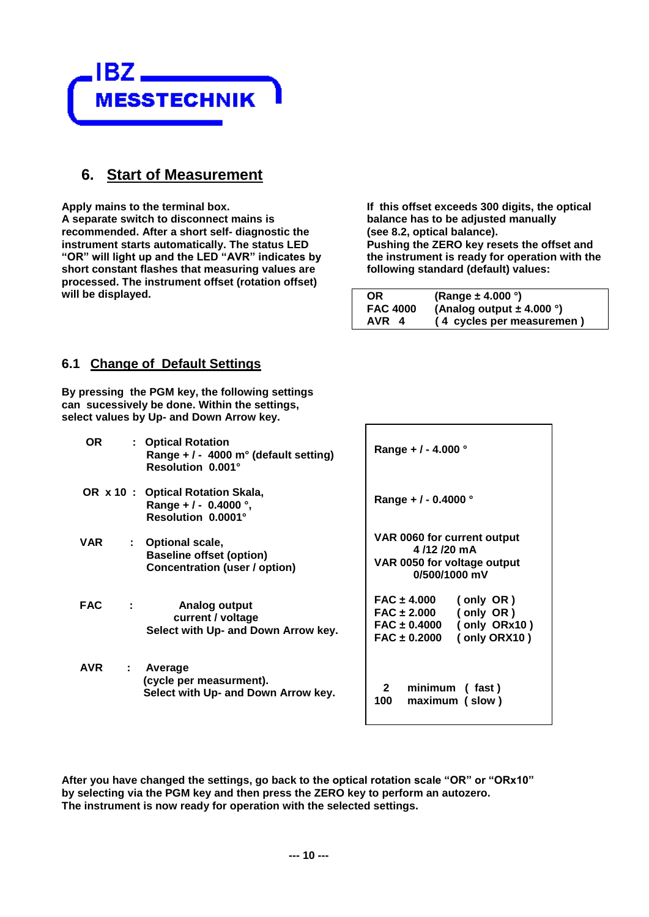IBZ MESSTECHNIK

## 6. Start of Measurement

**Apply mains to the terminal box.**
**A separate switch to disconnect mains is recommended. After a short self- diagnostic the instrument starts automatically. The status LED "OR" will light up and the LED "AVR" indicates by short constant flashes that measuring values are processed. The instrument offset (rotation offset) will be displayed.**

**If this offset exceeds 300 digits, the optical balance has to be adjusted manually (see 8.2, optical balance).**
**Pushing the ZERO key resets the offset and the instrument is ready for operation with the following standard (default) values:**

| | |
|---|---|
| **OR** | **(Range ± 4.000 °)** |
| **FAC 4000** | **(Analog output ± 4.000 °)** |
| **AVR 4** | **( 4 cycles per measuremen )** |

### 6.1 Change of Default Settings

**By pressing the PGM key, the following settings can sucessively be done. Within the settings, select values by Up- and Down Arrow key.**

| | | |
|---|---|---|
| **OR** | **: Optical Rotation**<br>**Range + / - 4000 m° (default setting)**<br>**Resolution 0.001°** | **Range + / - 4.000 °** |
| **OR x 10** | **: Optical Rotation Skala,**<br>**Range + / - 0.4000 °,**<br>**Resolution 0.0001°** | **Range + / - 0.4000 °** |
| **VAR** | **: Optional scale,**<br>**Baseline offset (option)**<br>**Concentration (user / option)** | **VAR 0060 for current output 4 /12 /20 mA**<br>**VAR 0050 for voltage output 0/500/1000 mV** |
| **FAC** | **: Analog output**<br>**current / voltage**<br>**Select with Up- and Down Arrow key.** | **FAC ± 4.000 ( only OR )**<br>**FAC ± 2.000 ( only OR )**<br>**FAC ± 0.4000 ( only ORx10 )**<br>**FAC ± 0.2000 ( only ORX10 )** |
| **AVR** | **: Average**<br>**(cycle per measurment).**<br>**Select with Up- and Down Arrow key.** | **2 minimum ( fast )**<br>**100 maximum ( slow )** |

**After you have changed the settings, go back to the optical rotation scale "OR" or "ORx10" by selecting via the PGM key and then press the ZERO key to perform an autozero.**
**The instrument is now ready for operation with the selected settings.**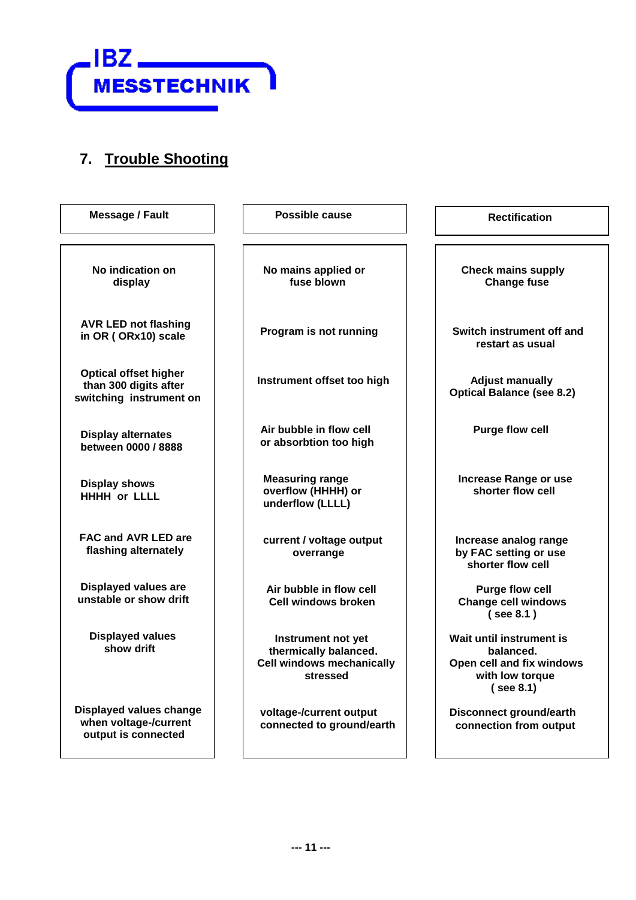## 7. Trouble Shooting

| Message / Fault | Possible cause | Rectification |
|---|---|---|
| No indication on display | No mains applied or fuse blown | Check mains supply Change fuse |
| AVR LED not flashing in OR ( ORx10) scale | Program is not running | Switch instrument off and restart as usual |
| Optical offset higher than 300 digits after switching instrument on | Instrument offset too high | Adjust manually Optical Balance (see 8.2) |
| Display alternates between 0000 / 8888 | Air bubble in flow cell or absorbtion too high | Purge flow cell |
| Display shows HHHH or LLLL | Measuring range overflow (HHHH) or underflow (LLLL) | Increase Range or use shorter flow cell |
| FAC and AVR LED are flashing alternately | current / voltage output overrange | Increase analog range by FAC setting or use shorter flow cell |
| Displayed values are unstable or show drift | Air bubble in flow cell Cell windows broken | Purge flow cell Change cell windows ( see 8.1 ) |
| Displayed values show drift | Instrument not yet thermically balanced. Cell windows mechanically stressed | Wait until instrument is balanced. Open cell and fix windows with low torque ( see 8.1) |
| Displayed values change when voltage-/current output is connected | voltage-/current output connected to ground/earth | Disconnect ground/earth connection from output |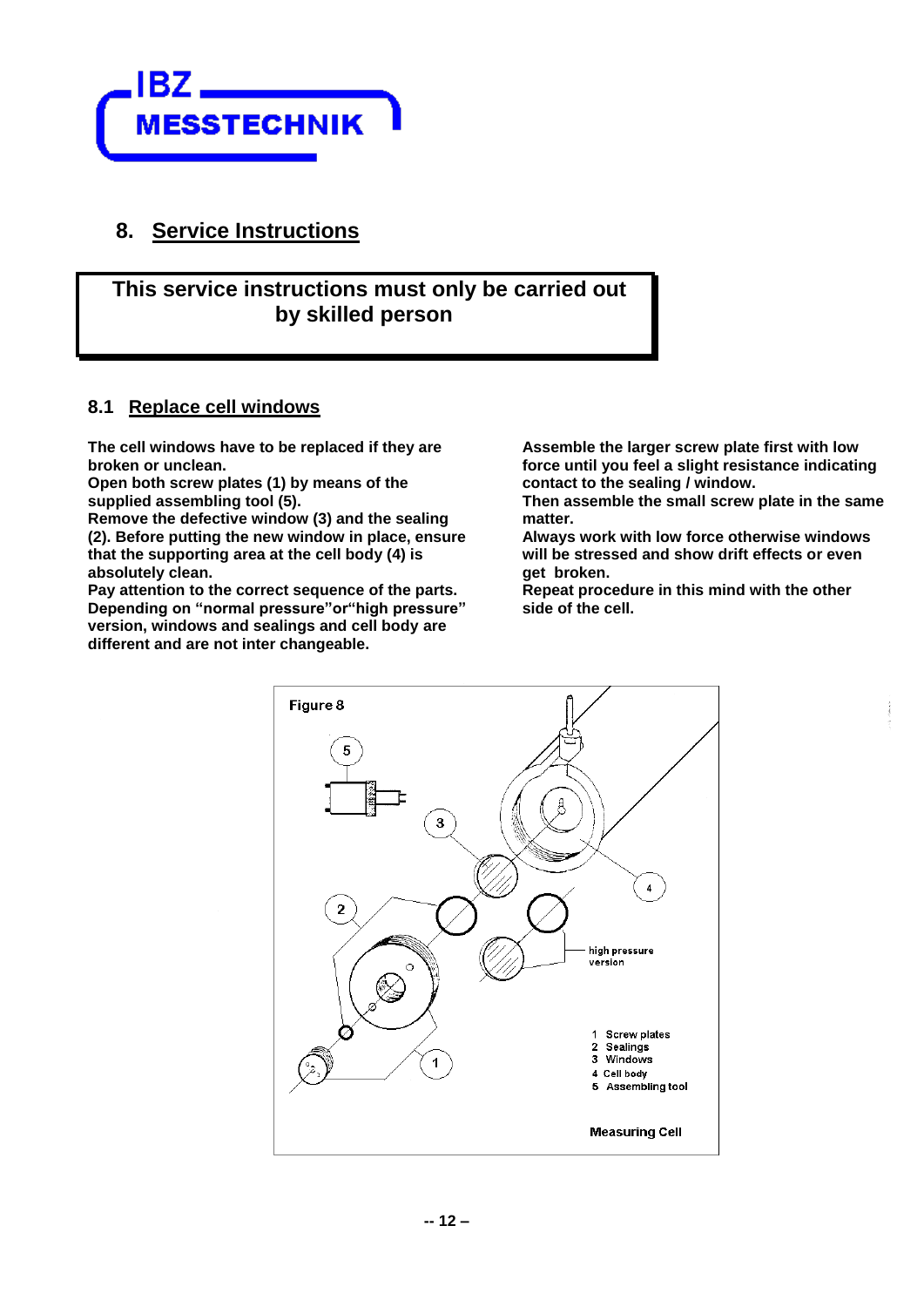## 8. Service Instructions

**This service instructions must only be carried out by skilled person**

### 8.1 Replace cell windows

**The cell windows have to be replaced if they are broken or unclean.**
**Open both screw plates (1) by means of the supplied assembling tool (5).**
**Remove the defective window (3) and the sealing (2). Before putting the new window in place, ensure that the supporting area at the cell body (4) is absolutely clean.**
**Pay attention to the correct sequence of the parts. Depending on "normal pressure"or"high pressure" version, windows and sealings and cell body are different and are not inter changeable.**

**Assemble the larger screw plate first with low force until you feel a slight resistance indicating contact to the sealing / window.**
**Then assemble the small screw plate in the same matter.**
**Always work with low force otherwise windows will be stressed and show drift effects or even get broken.**
**Repeat procedure in this mind with the other side of the cell.**

Figure 8

5
3
4
2
1
high pressure version

1 Screw plates
2 Sealings
3 Windows
4 Cell body
5 Assembling tool

Measuring Cell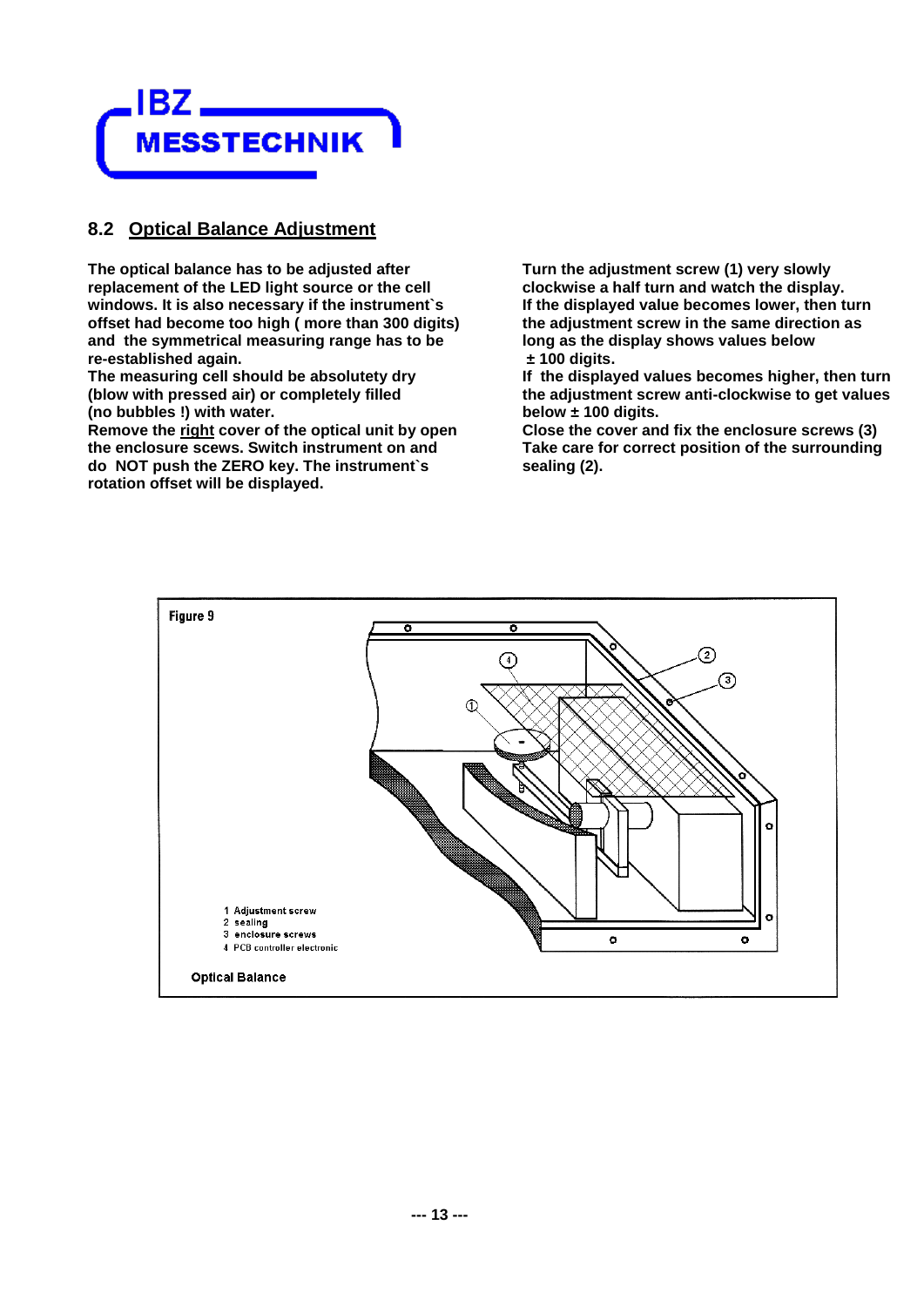## 8.2 Optical Balance Adjustment

**The optical balance has to be adjusted after replacement of the LED light source or the cell windows. It is also necessary if the instrument`s offset had become too high ( more than 300 digits) and the symmetrical measuring range has to be re-established again.**
**The measuring cell should be absolutety dry (blow with pressed air) or completely filled (no bubbles !) with water.**
**Remove the right cover of the optical unit by open the enclosure scews. Switch instrument on and do NOT push the ZERO key. The instrument`s rotation offset will be displayed.**

**Turn the adjustment screw (1) very slowly clockwise a half turn and watch the display.**
**If the displayed value becomes lower, then turn the adjustment screw in the same direction as long as the display shows values below ± 100 digits.**
**If the displayed values becomes higher, then turn the adjustment screw anti-clockwise to get values below ± 100 digits.**
**Close the cover and fix the enclosure screws (3)**
**Take care for correct position of the surrounding sealing (2).**

Figure 9

1 Adjustment screw
2 sealing
3 enclosure screws
4 PCB controller electronic

Optical Balance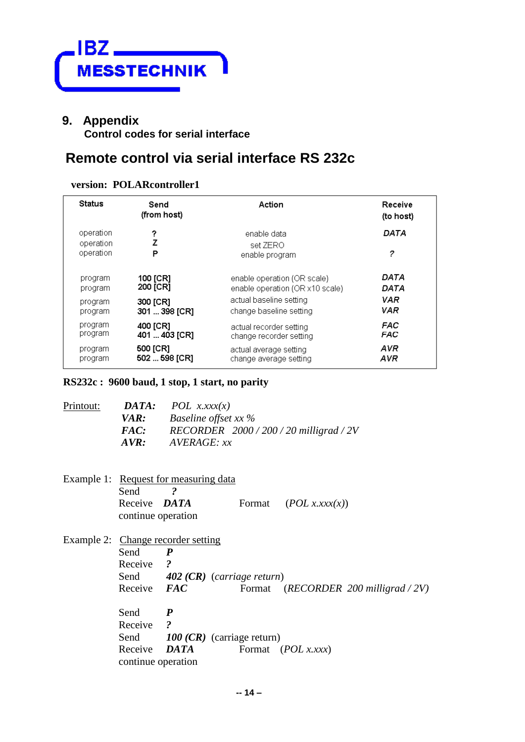IBZ MESSTECHNIK

## 9. Appendix

### Control codes for serial interface

# Remote control via serial interface RS 232c

**version: POLARcontroller1**

| Status | Send (from host) | Action | Receive (to host) |
|---|---|---|---|
| operation | ? | enable data | *DATA* |
| operation | Z | set ZERO | |
| operation | P | enable program | *?* |
| program | 100 [CR] | enable operation (OR scale) | *DATA* |
| program | 200 [CR] | enable operation (OR x10 scale) | *DATA* |
| program | 300 [CR] | actual baseline setting | *VAR* |
| program | 301 ... 398 [CR] | change baseline setting | *VAR* |
| program | 400 [CR] | actual recorder setting | *FAC* |
| program | 401 ... 403 [CR] | change recorder setting | *FAC* |
| program | 500 [CR] | actual average setting | *AVR* |
| program | 502 ... 598 [CR] | change average setting | *AVR* |

**RS232c : 9600 baud, 1 stop, 1 start, no parity**

Printout:
- ***DATA:*** *POL x.xxx(x)*
- ***VAR:*** *Baseline offset xx %*
- ***FAC:*** *RECORDER 2000 / 200 / 20 milligrad / 2V*
- ***AVR:*** *AVERAGE: xx*

Example 1: Request for measuring data

Send ***?***
Receive ***DATA*** Format (*POL x.xxx(x)*)
continue operation

Example 2: Change recorder setting

Send ***P***
Receive ***?***
Send ***402 (CR)*** (*carriage return*)
Receive ***FAC*** Format (*RECORDER 200 milligrad / 2V)*

Send ***P***
Receive ***?***
Send ***100 (CR)*** (carriage return)
Receive ***DATA*** Format (*POL x.xxx*)
continue operation